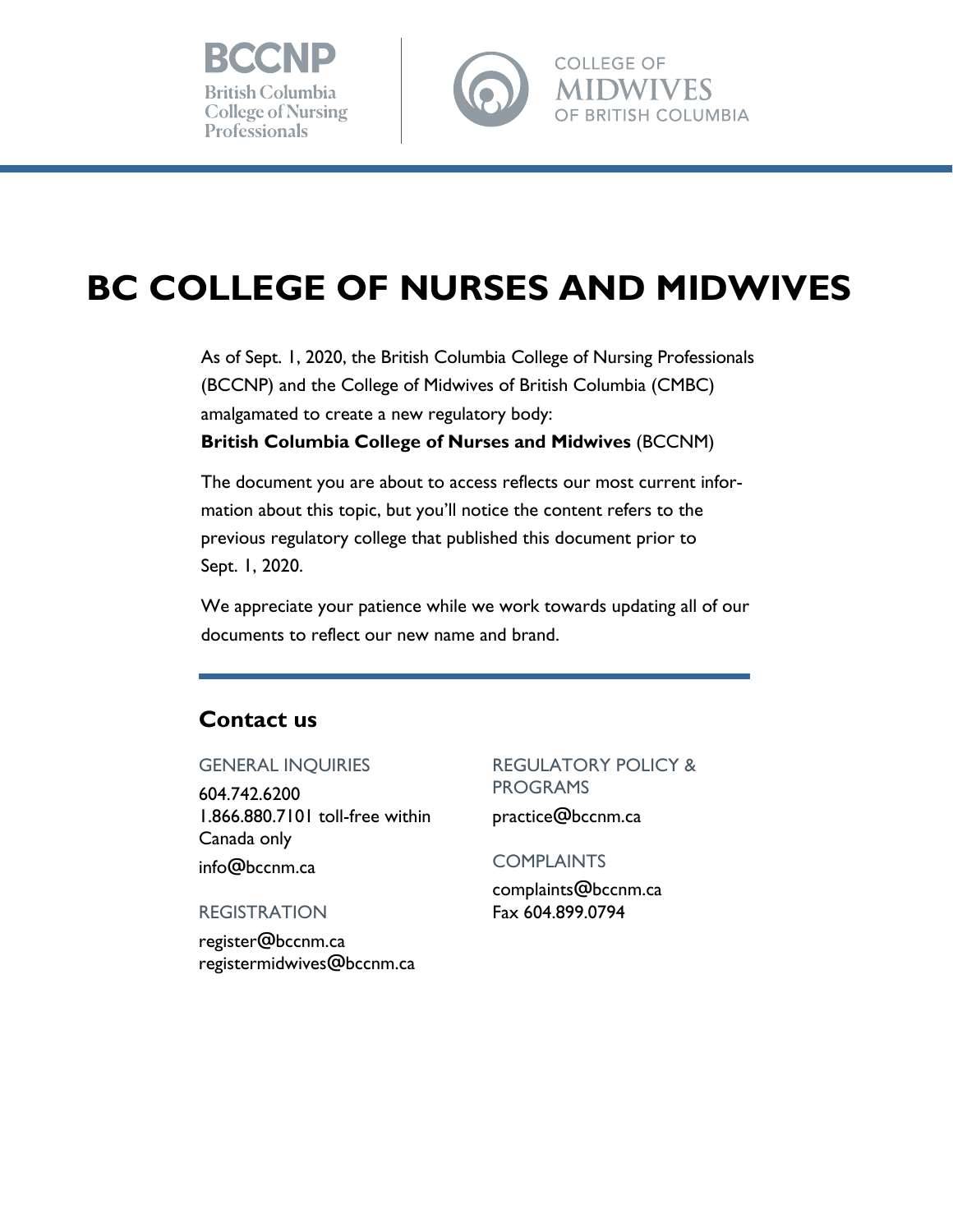BCCNP British Columbia College of Nursing Professionals

COLLEGE OF MIDWIVES OF BRITISH COLUMBIA

# BC COLLEGE OF NURSES AND MIDWIVES

As of Sept. 1, 2020, the British Columbia College of Nursing Professionals (BCCNP) and the College of Midwives of British Columbia (CMBC) amalgamated to create a new regulatory body:
**British Columbia College of Nurses and Midwives** (BCCNM)

The document you are about to access reflects our most current information about this topic, but you'll notice the content refers to the previous regulatory college that published this document prior to Sept. 1, 2020.

We appreciate your patience while we work towards updating all of our documents to reflect our new name and brand.

## Contact us

GENERAL INQUIRIES

604.742.6200
1.866.880.7101 toll-free within Canada only

info@bccnm.ca

REGISTRATION

register@bccnm.ca
registermidwives@bccnm.ca

REGULATORY POLICY & PROGRAMS

practice@bccnm.ca

COMPLAINTS

complaints@bccnm.ca
Fax 604.899.0794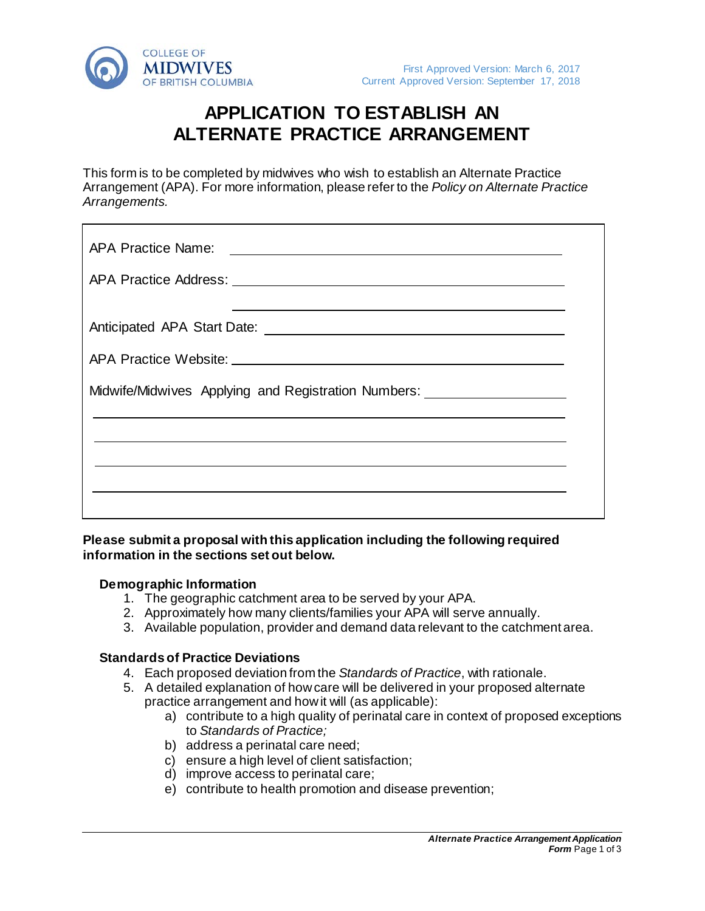COLLEGE OF
MIDWIVES
OF BRITISH COLUMBIA

First Approved Version: March 6, 2017
Current Approved Version: September 17, 2018

# APPLICATION TO ESTABLISH AN ALTERNATE PRACTICE ARRANGEMENT

This form is to be completed by midwives who wish to establish an Alternate Practice Arrangement (APA). For more information, please refer to the *Policy on Alternate Practice Arrangements.*

APA Practice Name: ______________________________

APA Practice Address: ______________________________

______________________________

Anticipated APA Start Date: ______________________________

APA Practice Website: ______________________________

Midwife/Midwives Applying and Registration Numbers: ______________________________

______________________________

______________________________

______________________________

______________________________

**Please submit a proposal with this application including the following required information in the sections set out below.**

### Demographic Information

1. The geographic catchment area to be served by your APA.
2. Approximately how many clients/families your APA will serve annually.
3. Available population, provider and demand data relevant to the catchment area.

### Standards of Practice Deviations

4. Each proposed deviation from the *Standards of Practice*, with rationale.
5. A detailed explanation of how care will be delivered in your proposed alternate practice arrangement and how it will (as applicable):
   a) contribute to a high quality of perinatal care in context of proposed exceptions to *Standards of Practice;*
   b) address a perinatal care need;
   c) ensure a high level of client satisfaction;
   d) improve access to perinatal care;
   e) contribute to health promotion and disease prevention;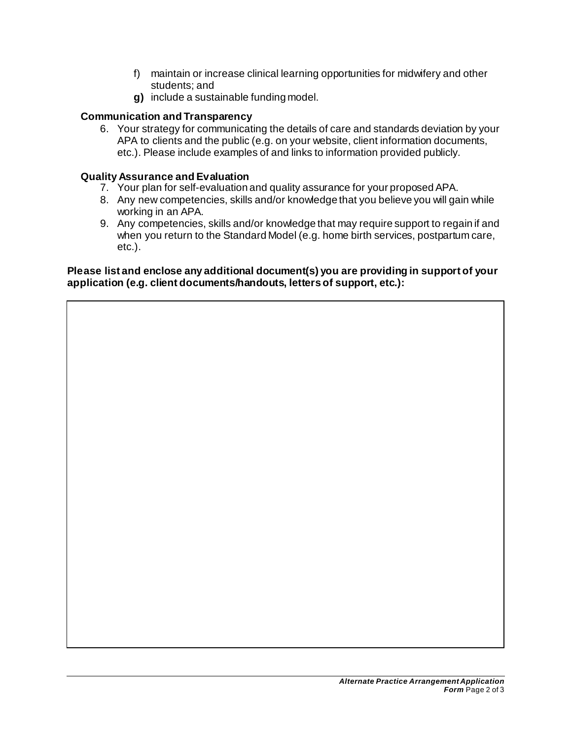f) maintain or increase clinical learning opportunities for midwifery and other students; and
**g)** include a sustainable funding model.

**Communication and Transparency**

6. Your strategy for communicating the details of care and standards deviation by your APA to clients and the public (e.g. on your website, client information documents, etc.). Please include examples of and links to information provided publicly.

**Quality Assurance and Evaluation**

7. Your plan for self-evaluation and quality assurance for your proposed APA.
8. Any new competencies, skills and/or knowledge that you believe you will gain while working in an APA.
9. Any competencies, skills and/or knowledge that may require support to regain if and when you return to the Standard Model (e.g. home birth services, postpartum care, etc.).

**Please list and enclose any additional document(s) you are providing in support of your application (e.g. client documents/handouts, letters of support, etc.):**

| |
|---|
| |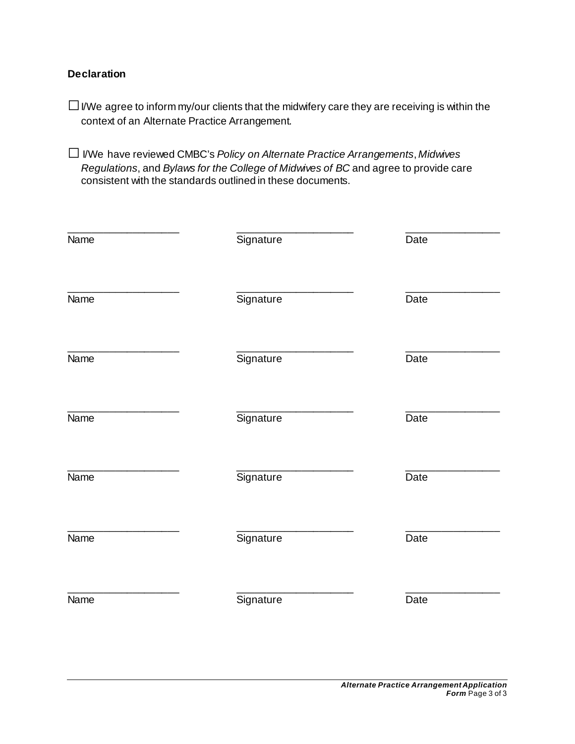**Declaration**

☐ I/We agree to inform my/our clients that the midwifery care they are receiving is within the context of an Alternate Practice Arrangement.

☐ I/We have reviewed CMBC's *Policy on Alternate Practice Arrangements*, *Midwives Regulations*, and *Bylaws for the College of Midwives of BC* and agree to provide care consistent with the standards outlined in these documents.

| | | |
|---|---|---|
| ____________________ | ____________________ | ________________ |
| Name | Signature | Date |
| ____________________ | ____________________ | ________________ |
| Name | Signature | Date |
| ____________________ | ____________________ | ________________ |
| Name | Signature | Date |
| ____________________ | ____________________ | ________________ |
| Name | Signature | Date |
| ____________________ | ____________________ | ________________ |
| Name | Signature | Date |
| ____________________ | ____________________ | ________________ |
| Name | Signature | Date |
| ____________________ | ____________________ | ________________ |
| Name | Signature | Date |